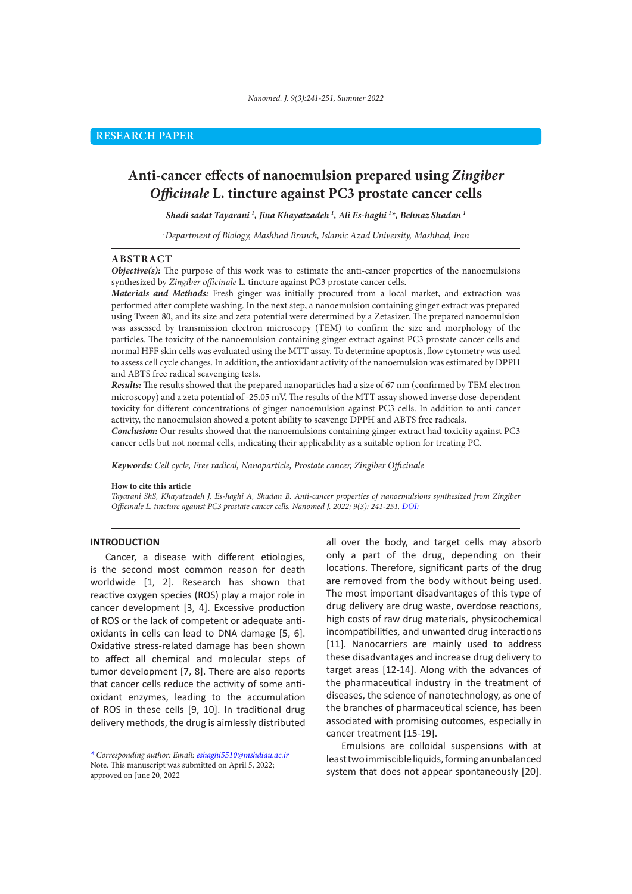RESEARCH PAPER

# Anti-cancer effects of nanoemulsion prepared using *Zingiber Officinale* L. tincture against PC3 prostate cancer cells

***Shadi sadat Tayarani [1], Jina Khayatzadeh [1], Ali Es-haghi [1]\*, Behnaz Shadan [1]***

*[1]Department of Biology, Mashhad Branch, Islamic Azad University, Mashhad, Iran*

## ABSTRACT

***Objective(s):*** The purpose of this work was to estimate the anti-cancer properties of the nanoemulsions synthesized by *Zingiber officinale* L. tincture against PC3 prostate cancer cells.

***Materials and Methods:*** Fresh ginger was initially procured from a local market, and extraction was performed after complete washing. In the next step, a nanoemulsion containing ginger extract was prepared using Tween 80, and its size and zeta potential were determined by a Zetasizer. The prepared nanoemulsion was assessed by transmission electron microscopy (TEM) to confirm the size and morphology of the particles. The toxicity of the nanoemulsion containing ginger extract against PC3 prostate cancer cells and normal HFF skin cells was evaluated using the MTT assay. To determine apoptosis, flow cytometry was used to assess cell cycle changes. In addition, the antioxidant activity of the nanoemulsion was estimated by DPPH and ABTS free radical scavenging tests.

***Results:*** The results showed that the prepared nanoparticles had a size of 67 nm (confirmed by TEM electron microscopy) and a zeta potential of -25.05 mV. The results of the MTT assay showed inverse dose-dependent toxicity for different concentrations of ginger nanoemulsion against PC3 cells. In addition to anti-cancer activity, the nanoemulsion showed a potent ability to scavenge DPPH and ABTS free radicals.

***Conclusion:*** Our results showed that the nanoemulsions containing ginger extract had toxicity against PC3 cancer cells but not normal cells, indicating their applicability as a suitable option for treating PC.

***Keywords:*** *Cell cycle, Free radical, Nanoparticle, Prostate cancer, Zingiber Officinale*

**How to cite this article**

*Tayarani ShS, Khayatzadeh J, Es-haghi A, Shadan B. Anti-cancer properties of nanoemulsions synthesized from Zingiber Officinale L. tincture against PC3 prostate cancer cells. Nanomed J. 2022; 9(3): 241-251. DOI:*

## INTRODUCTION

Cancer, a disease with different etiologies, is the second most common reason for death worldwide [1, 2]. Research has shown that reactive oxygen species (ROS) play a major role in cancer development [3, 4]. Excessive production of ROS or the lack of competent or adequate antioxidants in cells can lead to DNA damage [5, 6]. Oxidative stress-related damage has been shown to affect all chemical and molecular steps of tumor development [7, 8]. There are also reports that cancer cells reduce the activity of some antioxidant enzymes, leading to the accumulation of ROS in these cells [9, 10]. In traditional drug delivery methods, the drug is aimlessly distributed all over the body, and target cells may absorb only a part of the drug, depending on their locations. Therefore, significant parts of the drug are removed from the body without being used. The most important disadvantages of this type of drug delivery are drug waste, overdose reactions, high costs of raw drug materials, physicochemical incompatibilities, and unwanted drug interactions [11]. Nanocarriers are mainly used to address these disadvantages and increase drug delivery to target areas [12-14]. Along with the advances of the pharmaceutical industry in the treatment of diseases, the science of nanotechnology, as one of the branches of pharmaceutical science, has been associated with promising outcomes, especially in cancer treatment [15-19].

Emulsions are colloidal suspensions with at least two immiscible liquids, forming an unbalanced system that does not appear spontaneously [20].

---

*\* Corresponding author: Email: eshaghi5510@mshdiau.ac.ir*
Note. This manuscript was submitted on April 5, 2022; approved on June 20, 2022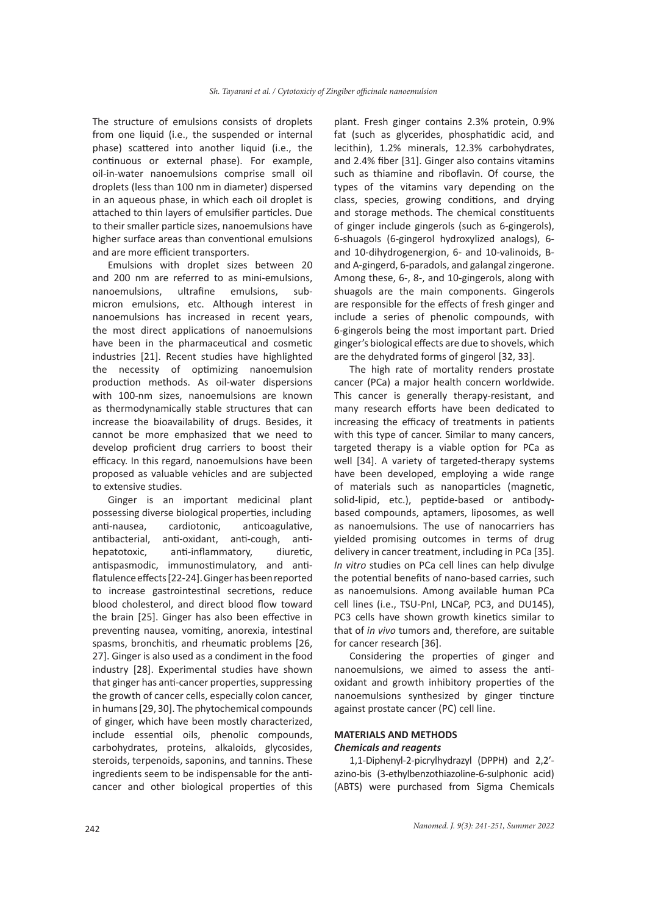The structure of emulsions consists of droplets from one liquid (i.e., the suspended or internal phase) scattered into another liquid (i.e., the continuous or external phase). For example, oil-in-water nanoemulsions comprise small oil droplets (less than 100 nm in diameter) dispersed in an aqueous phase, in which each oil droplet is attached to thin layers of emulsifier particles. Due to their smaller particle sizes, nanoemulsions have higher surface areas than conventional emulsions and are more efficient transporters.

Emulsions with droplet sizes between 20 and 200 nm are referred to as mini-emulsions, nanoemulsions, ultrafine emulsions, sub-micron emulsions, etc. Although interest in nanoemulsions has increased in recent years, the most direct applications of nanoemulsions have been in the pharmaceutical and cosmetic industries [21]. Recent studies have highlighted the necessity of optimizing nanoemulsion production methods. As oil-water dispersions with 100-nm sizes, nanoemulsions are known as thermodynamically stable structures that can increase the bioavailability of drugs. Besides, it cannot be more emphasized that we need to develop proficient drug carriers to boost their efficacy. In this regard, nanoemulsions have been proposed as valuable vehicles and are subjected to extensive studies.

Ginger is an important medicinal plant possessing diverse biological properties, including anti-nausea, cardiotonic, anticoagulative, antibacterial, anti-oxidant, anti-cough, anti-hepatotoxic, anti-inflammatory, diuretic, antispasmodic, immunostimulatory, and anti-flatulence effects [22-24]. Ginger has been reported to increase gastrointestinal secretions, reduce blood cholesterol, and direct blood flow toward the brain [25]. Ginger has also been effective in preventing nausea, vomiting, anorexia, intestinal spasms, bronchitis, and rheumatic problems [26, 27]. Ginger is also used as a condiment in the food industry [28]. Experimental studies have shown that ginger has anti-cancer properties, suppressing the growth of cancer cells, especially colon cancer, in humans [29, 30]. The phytochemical compounds of ginger, which have been mostly characterized, include essential oils, phenolic compounds, carbohydrates, proteins, alkaloids, glycosides, steroids, terpenoids, saponins, and tannins. These ingredients seem to be indispensable for the anti-cancer and other biological properties of this plant. Fresh ginger contains 2.3% protein, 0.9% fat (such as glycerides, phosphatidic acid, and lecithin), 1.2% minerals, 12.3% carbohydrates, and 2.4% fiber [31]. Ginger also contains vitamins such as thiamine and riboflavin. Of course, the types of the vitamins vary depending on the class, species, growing conditions, and drying and storage methods. The chemical constituents of ginger include gingerols (such as 6-gingerols), 6-shuagols (6-gingerol hydroxylized analogs), 6- and 10-dihydrogenergion, 6- and 10-valinoids, B- and A-gingerd, 6-paradols, and galangal zingerone. Among these, 6-, 8-, and 10-gingerols, along with shuagols are the main components. Gingerols are responsible for the effects of fresh ginger and include a series of phenolic compounds, with 6-gingerols being the most important part. Dried ginger's biological effects are due to shovels, which are the dehydrated forms of gingerol [32, 33].

The high rate of mortality renders prostate cancer (PCa) a major health concern worldwide. This cancer is generally therapy-resistant, and many research efforts have been dedicated to increasing the efficacy of treatments in patients with this type of cancer. Similar to many cancers, targeted therapy is a viable option for PCa as well [34]. A variety of targeted-therapy systems have been developed, employing a wide range of materials such as nanoparticles (magnetic, solid-lipid, etc.), peptide-based or antibody-based compounds, aptamers, liposomes, as well as nanoemulsions. The use of nanocarriers has yielded promising outcomes in terms of drug delivery in cancer treatment, including in PCa [35]. *In vitro* studies on PCa cell lines can help divulge the potential benefits of nano-based carries, such as nanoemulsions. Among available human PCa cell lines (i.e., TSU-PnI, LNCaP, PC3, and DU145), PC3 cells have shown growth kinetics similar to that of *in vivo* tumors and, therefore, are suitable for cancer research [36].

Considering the properties of ginger and nanoemulsions, we aimed to assess the anti-oxidant and growth inhibitory properties of the nanoemulsions synthesized by ginger tincture against prostate cancer (PC) cell line.

## MATERIALS AND METHODS

### *Chemicals and reagents*

1,1-Diphenyl-2-picrylhydrazyl (DPPH) and 2,2'-azino-bis (3-ethylbenzothiazoline-6-sulphonic acid) (ABTS) were purchased from Sigma Chemicals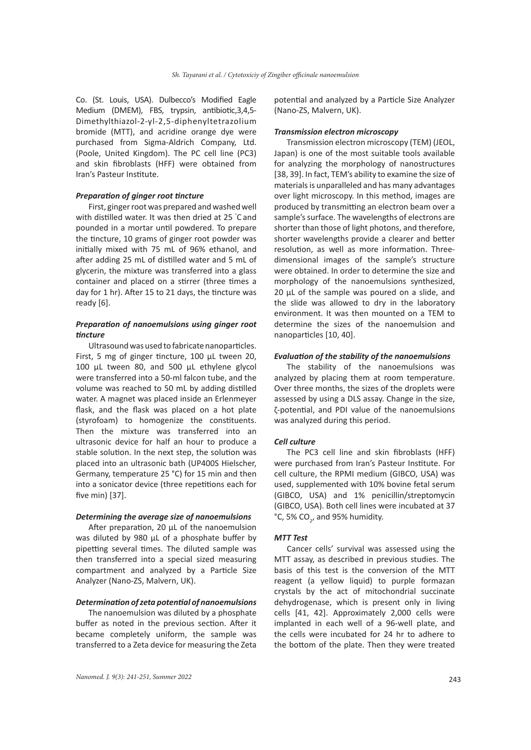Co. (St. Louis, USA). Dulbecco's Modified Eagle Medium (DMEM), FBS, trypsin, antibiotic,3,4,5-Dimethylthiazol-2-yl-2,5-diphenyltetrazolium bromide (MTT), and acridine orange dye were purchased from Sigma-Aldrich Company, Ltd. (Poole, United Kingdom). The PC cell line (PC3) and skin fibroblasts (HFF) were obtained from Iran's Pasteur Institute.

### *Preparation of ginger root tincture*

First, ginger root was prepared and washed well with distilled water. It was then dried at 25 °C and pounded in a mortar until powdered. To prepare the tincture, 10 grams of ginger root powder was initially mixed with 75 mL of 96% ethanol, and after adding 25 mL of distilled water and 5 mL of glycerin, the mixture was transferred into a glass container and placed on a stirrer (three times a day for 1 hr). After 15 to 21 days, the tincture was ready [6].

### *Preparation of nanoemulsions using ginger root tincture*

Ultrasound was used to fabricate nanoparticles. First, 5 mg of ginger tincture, 100 µL tween 20, 100 µL tween 80, and 500 µL ethylene glycol were transferred into a 50-ml falcon tube, and the volume was reached to 50 mL by adding distilled water. A magnet was placed inside an Erlenmeyer flask, and the flask was placed on a hot plate (styrofoam) to homogenize the constituents. Then the mixture was transferred into an ultrasonic device for half an hour to produce a stable solution. In the next step, the solution was placed into an ultrasonic bath (UP400S Hielscher, Germany, temperature 25 °C) for 15 min and then into a sonicator device (three repetitions each for five min) [37].

### *Determining the average size of nanoemulsions*

After preparation, 20 µL of the nanoemulsion was diluted by 980 µL of a phosphate buffer by pipetting several times. The diluted sample was then transferred into a special sized measuring compartment and analyzed by a Particle Size Analyzer (Nano-ZS, Malvern, UK).

### *Determination of zeta potential of nanoemulsions*

The nanoemulsion was diluted by a phosphate buffer as noted in the previous section. After it became completely uniform, the sample was transferred to a Zeta device for measuring the Zeta potential and analyzed by a Particle Size Analyzer (Nano-ZS, Malvern, UK).

### *Transmission electron microscopy*

Transmission electron microscopy (TEM) (JEOL, Japan) is one of the most suitable tools available for analyzing the morphology of nanostructures [38, 39]. In fact, TEM's ability to examine the size of materials is unparalleled and has many advantages over light microscopy. In this method, images are produced by transmitting an electron beam over a sample's surface. The wavelengths of electrons are shorter than those of light photons, and therefore, shorter wavelengths provide a clearer and better resolution, as well as more information. Three-dimensional images of the sample's structure were obtained. In order to determine the size and morphology of the nanoemulsions synthesized, 20 µL of the sample was poured on a slide, and the slide was allowed to dry in the laboratory environment. It was then mounted on a TEM to determine the sizes of the nanoemulsion and nanoparticles [10, 40].

### *Evaluation of the stability of the nanoemulsions*

The stability of the nanoemulsions was analyzed by placing them at room temperature. Over three months, the sizes of the droplets were assessed by using a DLS assay. Change in the size, ζ-potential, and PDI value of the nanoemulsions was analyzed during this period.

### *Cell culture*

The PC3 cell line and skin fibroblasts (HFF) were purchased from Iran's Pasteur Institute. For cell culture, the RPMI medium (GIBCO, USA) was used, supplemented with 10% bovine fetal serum (GIBCO, USA) and 1% penicillin/streptomycin (GIBCO, USA). Both cell lines were incubated at 37 °C, 5% $CO_2$, and 95% humidity.

### *MTT Test*

Cancer cells' survival was assessed using the MTT assay, as described in previous studies. The basis of this test is the conversion of the MTT reagent (a yellow liquid) to purple formazan crystals by the act of mitochondrial succinate dehydrogenase, which is present only in living cells [41, 42]. Approximately 2,000 cells were implanted in each well of a 96-well plate, and the cells were incubated for 24 hr to adhere to the bottom of the plate. Then they were treated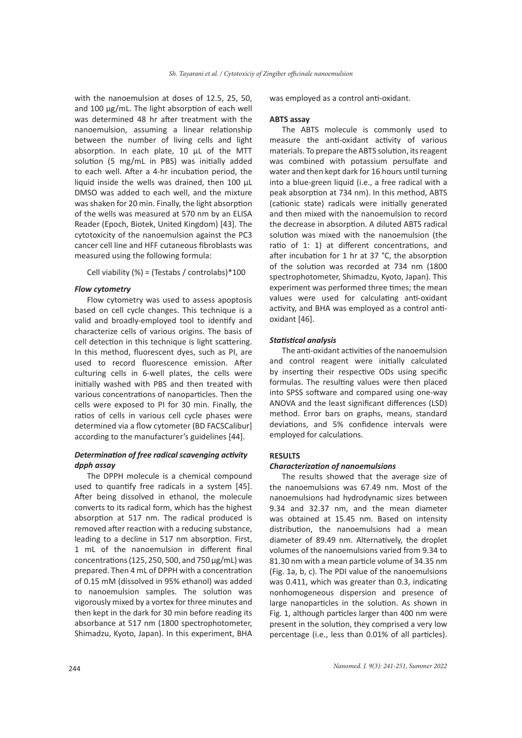with the nanoemulsion at doses of 12.5, 25, 50, and 100 µg/mL. The light absorption of each well was determined 48 hr after treatment with the nanoemulsion, assuming a linear relationship between the number of living cells and light absorption. In each plate, 10 µL of the MTT solution (5 mg/mL in PBS) was initially added to each well. After a 4-hr incubation period, the liquid inside the wells was drained, then 100 µL DMSO was added to each well, and the mixture was shaken for 20 min. Finally, the light absorption of the wells was measured at 570 nm by an ELISA Reader (Epoch, Biotek, United Kingdom) [43]. The cytotoxicity of the nanoemulsion against the PC3 cancer cell line and HFF cutaneous fibroblasts was measured using the following formula:

Cell viability (%) = (Testabs / controlabs)*100

### *Flow cytometry*

Flow cytometry was used to assess apoptosis based on cell cycle changes. This technique is a valid and broadly-employed tool to identify and characterize cells of various origins. The basis of cell detection in this technique is light scattering. In this method, fluorescent dyes, such as PI, are used to record fluorescence emission. After culturing cells in 6-well plates, the cells were initially washed with PBS and then treated with various concentrations of nanoparticles. Then the cells were exposed to PI for 30 min. Finally, the ratios of cells in various cell cycle phases were determined via a flow cytometer (BD FACSCalibur] according to the manufacturer's guidelines [44].

### *Determination of free radical scavenging activity dpph assay*

The DPPH molecule is a chemical compound used to quantify free radicals in a system [45]. After being dissolved in ethanol, the molecule converts to its radical form, which has the highest absorption at 517 nm. The radical produced is removed after reaction with a reducing substance, leading to a decline in 517 nm absorption. First, 1 mL of the nanoemulsion in different final concentrations (125, 250, 500, and 750 µg/mL) was prepared. Then 4 mL of DPPH with a concentration of 0.15 mM (dissolved in 95% ethanol) was added to nanoemulsion samples. The solution was vigorously mixed by a vortex for three minutes and then kept in the dark for 30 min before reading its absorbance at 517 nm (1800 spectrophotometer, Shimadzu, Kyoto, Japan). In this experiment, BHA was employed as a control anti-oxidant.

### **ABTS assay**

The ABTS molecule is commonly used to measure the anti-oxidant activity of various materials. To prepare the ABTS solution, its reagent was combined with potassium persulfate and water and then kept dark for 16 hours until turning into a blue-green liquid (i.e., a free radical with a peak absorption at 734 nm). In this method, ABTS (cationic state) radicals were initially generated and then mixed with the nanoemulsion to record the decrease in absorption. A diluted ABTS radical solution was mixed with the nanoemulsion (the ratio of 1: 1) at different concentrations, and after incubation for 1 hr at 37 °C, the absorption of the solution was recorded at 734 nm (1800 spectrophotometer, Shimadzu, Kyoto, Japan). This experiment was performed three times; the mean values were used for calculating anti-oxidant activity, and BHA was employed as a control anti-oxidant [46].

### *Statistical analysis*

The anti-oxidant activities of the nanoemulsion and control reagent were initially calculated by inserting their respective ODs using specific formulas. The resulting values were then placed into SPSS software and compared using one-way ANOVA and the least significant differences (LSD) method. Error bars on graphs, means, standard deviations, and 5% confidence intervals were employed for calculations.

## **RESULTS**

### *Characterization of nanoemulsions*

The results showed that the average size of the nanoemulsions was 67.49 nm. Most of the nanoemulsions had hydrodynamic sizes between 9.34 and 32.37 nm, and the mean diameter was obtained at 15.45 nm. Based on intensity distribution, the nanoemulsions had a mean diameter of 89.49 nm. Alternatively, the droplet volumes of the nanoemulsions varied from 9.34 to 81.30 nm with a mean particle volume of 34.35 nm (Fig. 1a, b, c). The PDI value of the nanoemulsions was 0.411, which was greater than 0.3, indicating nonhomogeneous dispersion and presence of large nanoparticles in the solution. As shown in Fig. 1, although particles larger than 400 nm were present in the solution, they comprised a very low percentage (i.e., less than 0.01% of all particles).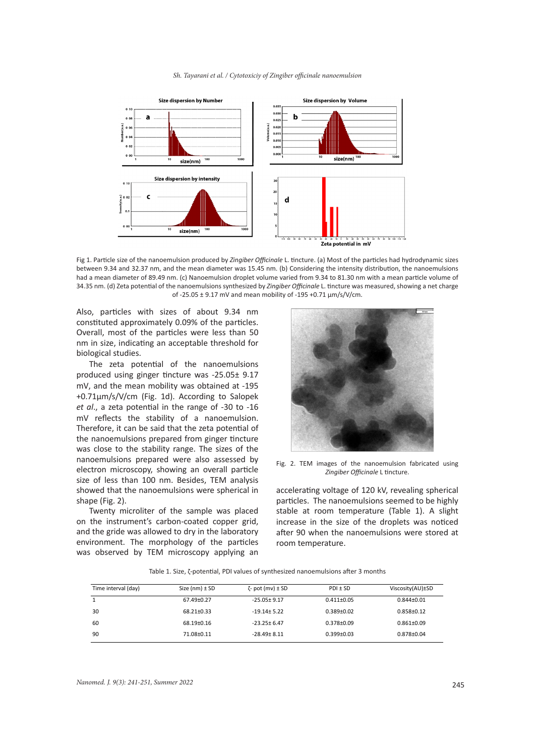Fig 1. Particle size of the nanoemulsion produced by *Zingiber Officinale* L. tincture. (a) Most of the particles had hydrodynamic sizes between 9.34 and 32.37 nm, and the mean diameter was 15.45 nm. (b) Considering the intensity distribution, the nanoemulsions had a mean diameter of 89.49 nm. (c) Nanoemulsion droplet volume varied from 9.34 to 81.30 nm with a mean particle volume of 34.35 nm. (d) Zeta potential of the nanoemulsions synthesized by *Zingiber Officinale* L. tincture was measured, showing a net charge of -25.05 ± 9.17 mV and mean mobility of -195 +0.71 µm/s/V/cm.

Also, particles with sizes of about 9.34 nm constituted approximately 0.09% of the particles. Overall, most of the particles were less than 50 nm in size, indicating an acceptable threshold for biological studies.

The zeta potential of the nanoemulsions produced using ginger tincture was -25.05± 9.17 mV, and the mean mobility was obtained at -195 +0.71µm/s/V/cm (Fig. 1d). According to Salopek *et al*., a zeta potential in the range of -30 to -16 mV reflects the stability of a nanoemulsion. Therefore, it can be said that the zeta potential of the nanoemulsions prepared from ginger tincture was close to the stability range. The sizes of the nanoemulsions prepared were also assessed by electron microscopy, showing an overall particle size of less than 100 nm. Besides, TEM analysis showed that the nanoemulsions were spherical in shape (Fig. 2).

Twenty microliter of the sample was placed on the instrument's carbon-coated copper grid, and the gride was allowed to dry in the laboratory environment. The morphology of the particles was observed by TEM microscopy applying an accelerating voltage of 120 kV, revealing spherical particles. The nanoemulsions seemed to be highly stable at room temperature (Table 1). A slight increase in the size of the droplets was noticed after 90 when the nanoemulsions were stored at room temperature.

Fig. 2. TEM images of the nanoemulsion fabricated using *Zingiber Officinale* L tincture.

Table 1. Size, ζ-potential, PDI values of synthesized nanoemulsions after 3 months

| Time interval (day) | Size (nm) ± SD | ζ- pot (mv) ± SD | PDI ± SD | Viscosity(AU)±SD |
|---|---|---|---|---|
| 1 | 67.49±0.27 | -25.05± 9.17 | 0.411±0.05 | 0.844±0.01 |
| 30 | 68.21±0.33 | -19.14± 5.22 | 0.389±0.02 | 0.858±0.12 |
| 60 | 68.19±0.16 | -23.25± 6.47 | 0.378±0.09 | 0.861±0.09 |
| 90 | 71.08±0.11 | -28.49± 8.11 | 0.399±0.03 | 0.878±0.04 |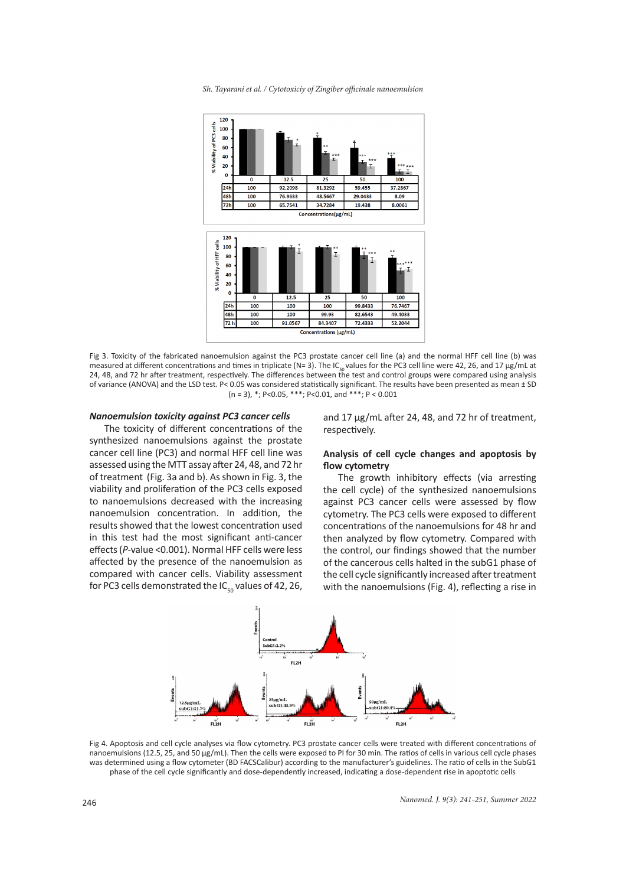| | 0 | 12.5 | 25 | 50 | 100 |
|---|---|---|---|---|---|
| 24h | 100 | 92.2098 | 81.3292 | 59.455 | 37.2867 |
| 48h | 100 | 76.9633 | 48.5667 | 29.0433 | 8.09 |
| 72h | 100 | 65.7541 | 34.7284 | 19.438 | 8.0061 |

| | 0 | 12.5 | 25 | 50 | 100 |
|---|---|---|---|---|---|
| 24h | 100 | 100 | 100 | 99.8433 | 76.7467 |
| 48h | 100 | 100 | 99.93 | 82.6543 | 49.4033 |
| 72 h | 100 | 91.0567 | 84.3407 | 72.4333 | 52.2044 |

Fig 3. Toxicity of the fabricated nanoemulsion against the PC3 prostate cancer cell line (a) and the normal HFF cell line (b) was measured at different concentrations and times in triplicate (N= 3). The $IC_{50}$ values for the PC3 cell line were 42, 26, and 17 μg/mL at 24, 48, and 72 hr after treatment, respectively. The differences between the test and control groups were compared using analysis of variance (ANOVA) and the LSD test. P< 0.05 was considered statistically significant. The results have been presented as mean ± SD (n = 3), *; P<0.05, ***; P<0.01, and ***; P < 0.001

### *Nanoemulsion toxicity against PC3 cancer cells*

The toxicity of different concentrations of the synthesized nanoemulsions against the prostate cancer cell line (PC3) and normal HFF cell line was assessed using the MTT assay after 24, 48, and 72 hr of treatment (Fig. 3a and b). As shown in Fig. 3, the viability and proliferation of the PC3 cells exposed to nanoemulsions decreased with the increasing nanoemulsion concentration. In addition, the results showed that the lowest concentration used in this test had the most significant anti-cancer effects (*P*-value <0.001). Normal HFF cells were less affected by the presence of the nanoemulsion as compared with cancer cells. Viability assessment for PC3 cells demonstrated the $IC_{50}$ values of 42, 26, and 17 μg/mL after 24, 48, and 72 hr of treatment, respectively.

### Analysis of cell cycle changes and apoptosis by flow cytometry

The growth inhibitory effects (via arresting the cell cycle) of the synthesized nanoemulsions against PC3 cancer cells were assessed by flow cytometry. The PC3 cells were exposed to different concentrations of the nanoemulsions for 48 hr and then analyzed by flow cytometry. Compared with the control, our findings showed that the number of the cancerous cells halted in the subG1 phase of the cell cycle significantly increased after treatment with the nanoemulsions (Fig. 4), reflecting a rise in

Fig 4. Apoptosis and cell cycle analyses via flow cytometry. PC3 prostate cancer cells were treated with different concentrations of nanoemulsions (12.5, 25, and 50 μg/mL). Then the cells were exposed to PI for 30 min. The ratios of cells in various cell cycle phases was determined using a flow cytometer (BD FACSCalibur) according to the manufacturer's guidelines. The ratio of cells in the SubG1 phase of the cell cycle significantly and dose-dependently increased, indicating a dose-dependent rise in apoptotic cells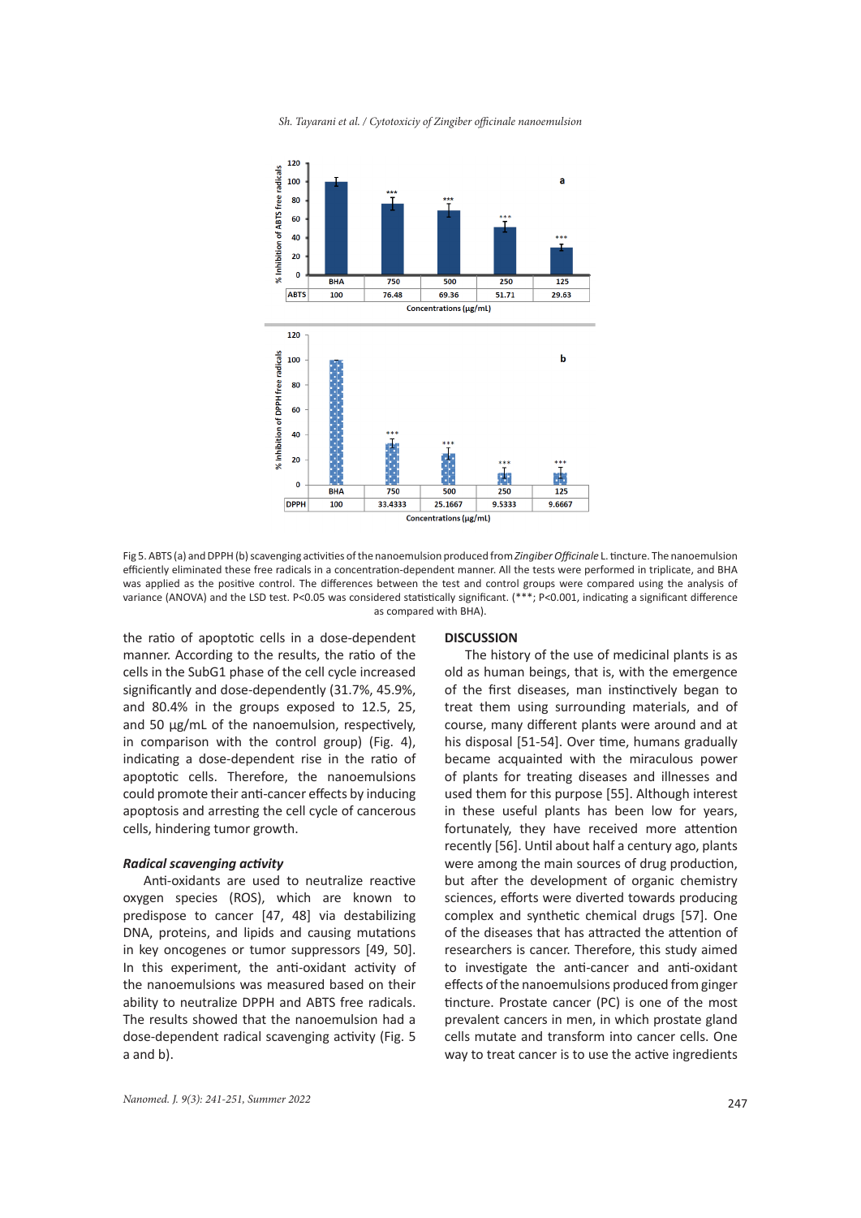| | BHA | 750 | 500 | 250 | 125 |
|---|---|---|---|---|---|
| ABTS | 100 | 76.48 | 69.36 | 51.71 | 29.63 |

Concentrations (μg/mL)

| | BHA | 750 | 500 | 250 | 125 |
|---|---|---|---|---|---|
| DPPH | 100 | 33.4333 | 25.1667 | 9.5333 | 9.6667 |

Concentrations (μg/mL)

Fig 5. ABTS (a) and DPPH (b) scavenging activities of the nanoemulsion produced from *Zingiber Officinale* L. tincture. The nanoemulsion efficiently eliminated these free radicals in a concentration-dependent manner. All the tests were performed in triplicate, and BHA was applied as the positive control. The differences between the test and control groups were compared using the analysis of variance (ANOVA) and the LSD test. $P<0.05$ was considered statistically significant. (***; $P<0.001$, indicating a significant difference as compared with BHA).

the ratio of apoptotic cells in a dose-dependent manner. According to the results, the ratio of the cells in the SubG1 phase of the cell cycle increased significantly and dose-dependently (31.7%, 45.9%, and 80.4% in the groups exposed to 12.5, 25, and 50 µg/mL of the nanoemulsion, respectively, in comparison with the control group) (Fig. 4), indicating a dose-dependent rise in the ratio of apoptotic cells. Therefore, the nanoemulsions could promote their anti-cancer effects by inducing apoptosis and arresting the cell cycle of cancerous cells, hindering tumor growth.

### *Radical scavenging activity*

Anti-oxidants are used to neutralize reactive oxygen species (ROS), which are known to predispose to cancer [47, 48] via destabilizing DNA, proteins, and lipids and causing mutations in key oncogenes or tumor suppressors [49, 50]. In this experiment, the anti-oxidant activity of the nanoemulsions was measured based on their ability to neutralize DPPH and ABTS free radicals. The results showed that the nanoemulsion had a dose-dependent radical scavenging activity (Fig. 5 a and b).

## DISCUSSION

The history of the use of medicinal plants is as old as human beings, that is, with the emergence of the first diseases, man instinctively began to treat them using surrounding materials, and of course, many different plants were around and at his disposal [51-54]. Over time, humans gradually became acquainted with the miraculous power of plants for treating diseases and illnesses and used them for this purpose [55]. Although interest in these useful plants has been low for years, fortunately, they have received more attention recently [56]. Until about half a century ago, plants were among the main sources of drug production, but after the development of organic chemistry sciences, efforts were diverted towards producing complex and synthetic chemical drugs [57]. One of the diseases that has attracted the attention of researchers is cancer. Therefore, this study aimed to investigate the anti-cancer and anti-oxidant effects of the nanoemulsions produced from ginger tincture. Prostate cancer (PC) is one of the most prevalent cancers in men, in which prostate gland cells mutate and transform into cancer cells. One way to treat cancer is to use the active ingredients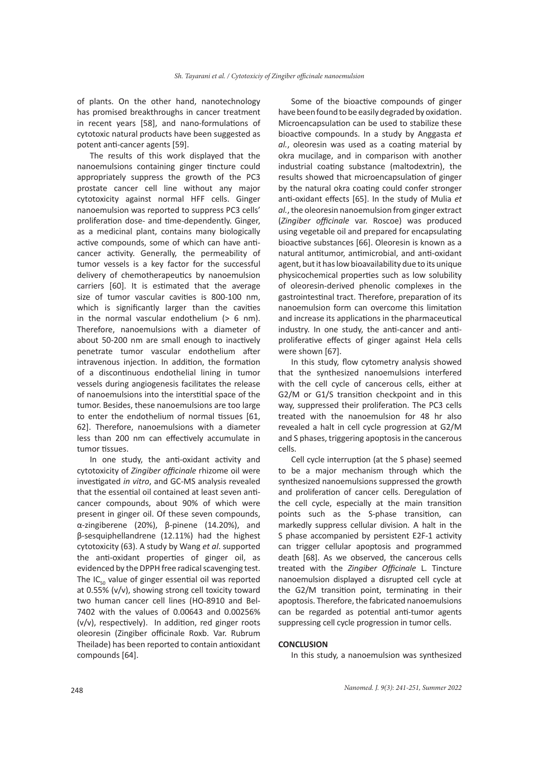of plants. On the other hand, nanotechnology has promised breakthroughs in cancer treatment in recent years [58], and nano-formulations of cytotoxic natural products have been suggested as potent anti-cancer agents [59].

The results of this work displayed that the nanoemulsions containing ginger tincture could appropriately suppress the growth of the PC3 prostate cancer cell line without any major cytotoxicity against normal HFF cells. Ginger nanoemulsion was reported to suppress PC3 cells' proliferation dose- and time-dependently. Ginger, as a medicinal plant, contains many biologically active compounds, some of which can have anti-cancer activity. Generally, the permeability of tumor vessels is a key factor for the successful delivery of chemotherapeutics by nanoemulsion carriers [60]. It is estimated that the average size of tumor vascular cavities is 800-100 nm, which is significantly larger than the cavities in the normal vascular endothelium (> 6 nm). Therefore, nanoemulsions with a diameter of about 50-200 nm are small enough to inactively penetrate tumor vascular endothelium after intravenous injection. In addition, the formation of a discontinuous endothelial lining in tumor vessels during angiogenesis facilitates the release of nanoemulsions into the interstitial space of the tumor. Besides, these nanoemulsions are too large to enter the endothelium of normal tissues [61, 62]. Therefore, nanoemulsions with a diameter less than 200 nm can effectively accumulate in tumor tissues.

In one study, the anti-oxidant activity and cytotoxicity of *Zingiber officinale* rhizome oil were investigated *in vitro*, and GC-MS analysis revealed that the essential oil contained at least seven anti-cancer compounds, about 90% of which were present in ginger oil. Of these seven compounds, α-zingiberene (20%), β-pinene (14.20%), and β-sesquiphellandrene (12.11%) had the highest cytotoxicity (63). A study by Wang *et al*. supported the anti-oxidant properties of ginger oil, as evidenced by the DPPH free radical scavenging test. The $IC_{50}$ value of ginger essential oil was reported at 0.55% (v/v), showing strong cell toxicity toward two human cancer cell lines (HO-8910 and Bel-7402 with the values of 0.00643 and 0.00256% (v/v), respectively). In addition, red ginger roots oleoresin (Zingiber officinale Roxb. Var. Rubrum Theilade) has been reported to contain antioxidant compounds [64].

Some of the bioactive compounds of ginger have been found to be easily degraded by oxidation. Microencapsulation can be used to stabilize these bioactive compounds. In a study by Anggasta *et al.*, oleoresin was used as a coating material by okra mucilage, and in comparison with another industrial coating substance (maltodextrin), the results showed that microencapsulation of ginger by the natural okra coating could confer stronger anti-oxidant effects [65]. In the study of Mulia *et al.*, the oleoresin nanoemulsion from ginger extract (*Zingiber officinale* var. Roscoe) was produced using vegetable oil and prepared for encapsulating bioactive substances [66]. Oleoresin is known as a natural antitumor, antimicrobial, and anti-oxidant agent, but it has low bioavailability due to its unique physicochemical properties such as low solubility of oleoresin-derived phenolic complexes in the gastrointestinal tract. Therefore, preparation of its nanoemulsion form can overcome this limitation and increase its applications in the pharmaceutical industry. In one study, the anti-cancer and anti-proliferative effects of ginger against Hela cells were shown [67].

In this study, flow cytometry analysis showed that the synthesized nanoemulsions interfered with the cell cycle of cancerous cells, either at G2/M or G1/S transition checkpoint and in this way, suppressed their proliferation. The PC3 cells treated with the nanoemulsion for 48 hr also revealed a halt in cell cycle progression at G2/M and S phases, triggering apoptosis in the cancerous cells.

Cell cycle interruption (at the S phase) seemed to be a major mechanism through which the synthesized nanoemulsions suppressed the growth and proliferation of cancer cells. Deregulation of the cell cycle, especially at the main transition points such as the S-phase transition, can markedly suppress cellular division. A halt in the S phase accompanied by persistent E2F-1 activity can trigger cellular apoptosis and programmed death [68]. As we observed, the cancerous cells treated with the *Zingiber Officinale* L. Tincture nanoemulsion displayed a disrupted cell cycle at the G2/M transition point, terminating in their apoptosis. Therefore, the fabricated nanoemulsions can be regarded as potential anti-tumor agents suppressing cell cycle progression in tumor cells.

## CONCLUSION

In this study, a nanoemulsion was synthesized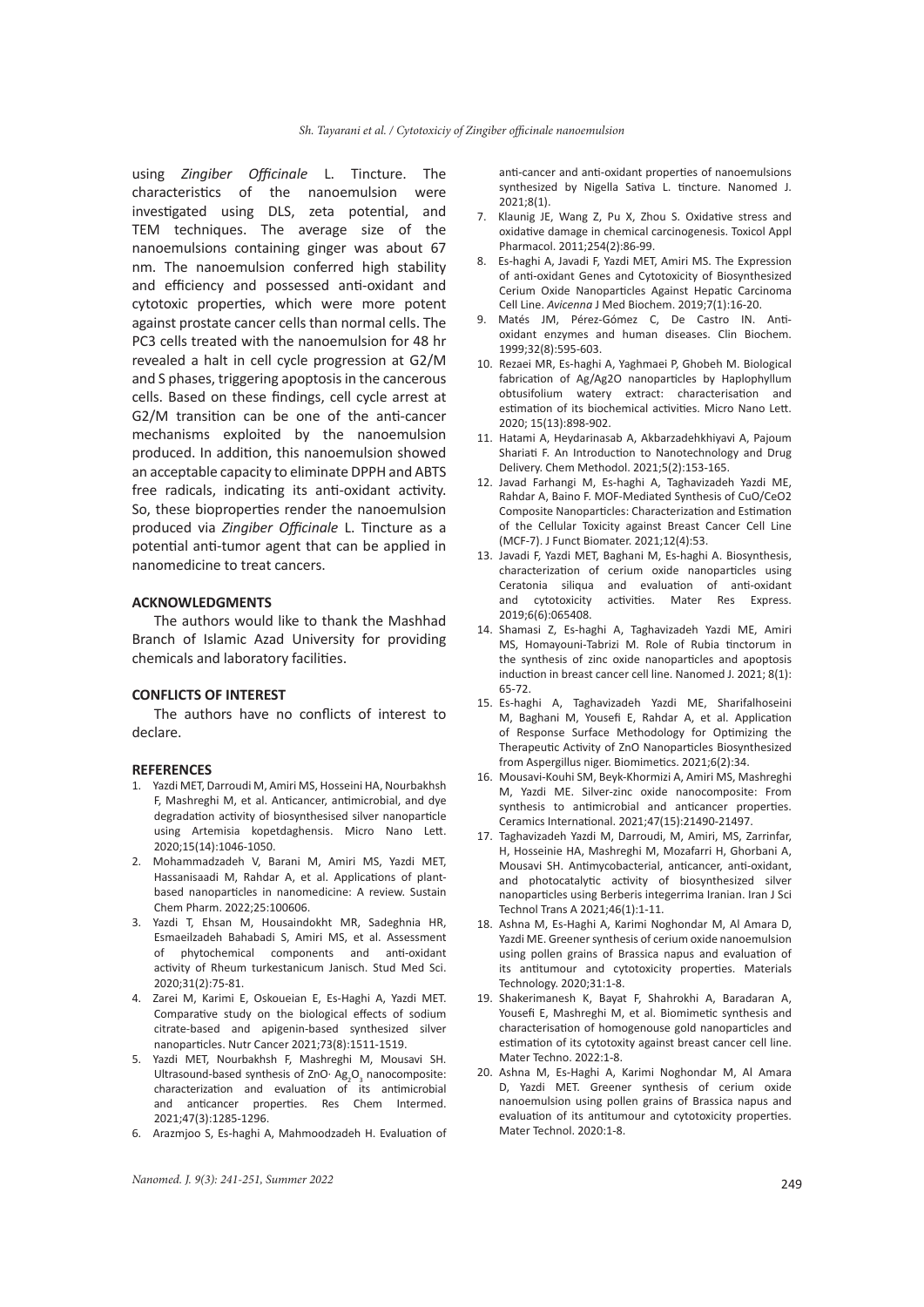using *Zingiber Officinale* L. Tincture. The characteristics of the nanoemulsion were investigated using DLS, zeta potential, and TEM techniques. The average size of the nanoemulsions containing ginger was about 67 nm. The nanoemulsion conferred high stability and efficiency and possessed anti-oxidant and cytotoxic properties, which were more potent against prostate cancer cells than normal cells. The PC3 cells treated with the nanoemulsion for 48 hr revealed a halt in cell cycle progression at G2/M and S phases, triggering apoptosis in the cancerous cells. Based on these findings, cell cycle arrest at G2/M transition can be one of the anti-cancer mechanisms exploited by the nanoemulsion produced. In addition, this nanoemulsion showed an acceptable capacity to eliminate DPPH and ABTS free radicals, indicating its anti-oxidant activity. So, these bioproperties render the nanoemulsion produced via *Zingiber Officinale* L. Tincture as a potential anti-tumor agent that can be applied in nanomedicine to treat cancers.

## ACKNOWLEDGMENTS

The authors would like to thank the Mashhad Branch of Islamic Azad University for providing chemicals and laboratory facilities.

## CONFLICTS OF INTEREST

The authors have no conflicts of interest to declare.

## REFERENCES

1. Yazdi MET, Darroudi M, Amiri MS, Hosseini HA, Nourbakhsh F, Mashreghi M, et al. Anticancer, antimicrobial, and dye degradation activity of biosynthesised silver nanoparticle using Artemisia kopetdaghensis. Micro Nano Lett. 2020;15(14):1046-1050.
2. Mohammadzadeh V, Barani M, Amiri MS, Yazdi MET, Hassanisaadi M, Rahdar A, et al. Applications of plant-based nanoparticles in nanomedicine: A review. Sustain Chem Pharm. 2022;25:100606.
3. Yazdi T, Ehsan M, Housaindokht MR, Sadeghnia HR, Esmaeilzadeh Bahabadi S, Amiri MS, et al. Assessment of phytochemical components and anti-oxidant activity of Rheum turkestanicum Janisch. Stud Med Sci. 2020;31(2):75-81.
4. Zarei M, Karimi E, Oskoueian E, Es-Haghi A, Yazdi MET. Comparative study on the biological effects of sodium citrate-based and apigenin-based synthesized silver nanoparticles. Nutr Cancer 2021;73(8):1511-1519.
5. Yazdi MET, Nourbakhsh F, Mashreghi M, Mousavi SH. Ultrasound-based synthesis of ZnO· $Ag_2O_3$ nanocomposite: characterization and evaluation of its antimicrobial and anticancer properties. Res Chem Intermed. 2021;47(3):1285-1296.
6. Arazmjoo S, Es-haghi A, Mahmoodzadeh H. Evaluation of anti-cancer and anti-oxidant properties of nanoemulsions synthesized by Nigella Sativa L. tincture. Nanomed J. 2021;8(1).
7. Klaunig JE, Wang Z, Pu X, Zhou S. Oxidative stress and oxidative damage in chemical carcinogenesis. Toxicol Appl Pharmacol. 2011;254(2):86-99.
8. Es-haghi A, Javadi F, Yazdi MET, Amiri MS. The Expression of anti-oxidant Genes and Cytotoxicity of Biosynthesized Cerium Oxide Nanoparticles Against Hepatic Carcinoma Cell Line. *Avicenna* J Med Biochem. 2019;7(1):16-20.
9. Matés JM, Pérez-Gómez C, De Castro IN. Anti-oxidant enzymes and human diseases. Clin Biochem. 1999;32(8):595-603.
10. Rezaei MR, Es-haghi A, Yaghmaei P, Ghobeh M. Biological fabrication of Ag/Ag2O nanoparticles by Haplophyllum obtusifolium watery extract: characterisation and estimation of its biochemical activities. Micro Nano Lett. 2020; 15(13):898-902.
11. Hatami A, Heydarinasab A, Akbarzadehkhiyavi A, Pajoum Shariati F. An Introduction to Nanotechnology and Drug Delivery. Chem Methodol. 2021;5(2):153-165.
12. Javad Farhangi M, Es-haghi A, Taghavizadeh Yazdi ME, Rahdar A, Baino F. MOF-Mediated Synthesis of CuO/CeO2 Composite Nanoparticles: Characterization and Estimation of the Cellular Toxicity against Breast Cancer Cell Line (MCF-7). J Funct Biomater. 2021;12(4):53.
13. Javadi F, Yazdi MET, Baghani M, Es-haghi A. Biosynthesis, characterization of cerium oxide nanoparticles using Ceratonia siliqua and evaluation of anti-oxidant and cytotoxicity activities. Mater Res Express. 2019;6(6):065408.
14. Shamasi Z, Es-haghi A, Taghavizadeh Yazdi ME, Amiri MS, Homayouni-Tabrizi M. Role of Rubia tinctorum in the synthesis of zinc oxide nanoparticles and apoptosis induction in breast cancer cell line. Nanomed J. 2021; 8(1): 65-72.
15. Es-haghi A, Taghavizadeh Yazdi ME, Sharifalhoseini M, Baghani M, Yousefi E, Rahdar A, et al. Application of Response Surface Methodology for Optimizing the Therapeutic Activity of ZnO Nanoparticles Biosynthesized from Aspergillus niger. Biomimetics. 2021;6(2):34.
16. Mousavi-Kouhi SM, Beyk-Khormizi A, Amiri MS, Mashreghi M, Yazdi ME. Silver-zinc oxide nanocomposite: From synthesis to antimicrobial and anticancer properties. Ceramics International. 2021;47(15):21490-21497.
17. Taghavizadeh Yazdi M, Darroudi, M, Amiri, MS, Zarrinfar, H, Hosseinie HA, Mashreghi M, Mozafarri H, Ghorbani A, Mousavi SH. Antimycobacterial, anticancer, anti-oxidant, and photocatalytic activity of biosynthesized silver nanoparticles using Berberis integerrima Iranian. Iran J Sci Technol Trans A 2021;46(1):1-11.
18. Ashna M, Es-Haghi A, Karimi Noghondar M, Al Amara D, Yazdi ME. Greener synthesis of cerium oxide nanoemulsion using pollen grains of Brassica napus and evaluation of its antitumour and cytotoxicity properties. Materials Technology. 2020;31:1-8.
19. Shakerimanesh K, Bayat F, Shahrokhi A, Baradaran A, Yousefi E, Mashreghi M, et al. Biomimetic synthesis and characterisation of homogenouse gold nanoparticles and estimation of its cytotoxity against breast cancer cell line. Mater Techno. 2022:1-8.
20. Ashna M, Es-Haghi A, Karimi Noghondar M, Al Amara D, Yazdi MET. Greener synthesis of cerium oxide nanoemulsion using pollen grains of Brassica napus and evaluation of its antitumour and cytotoxicity properties. Mater Technol. 2020:1-8.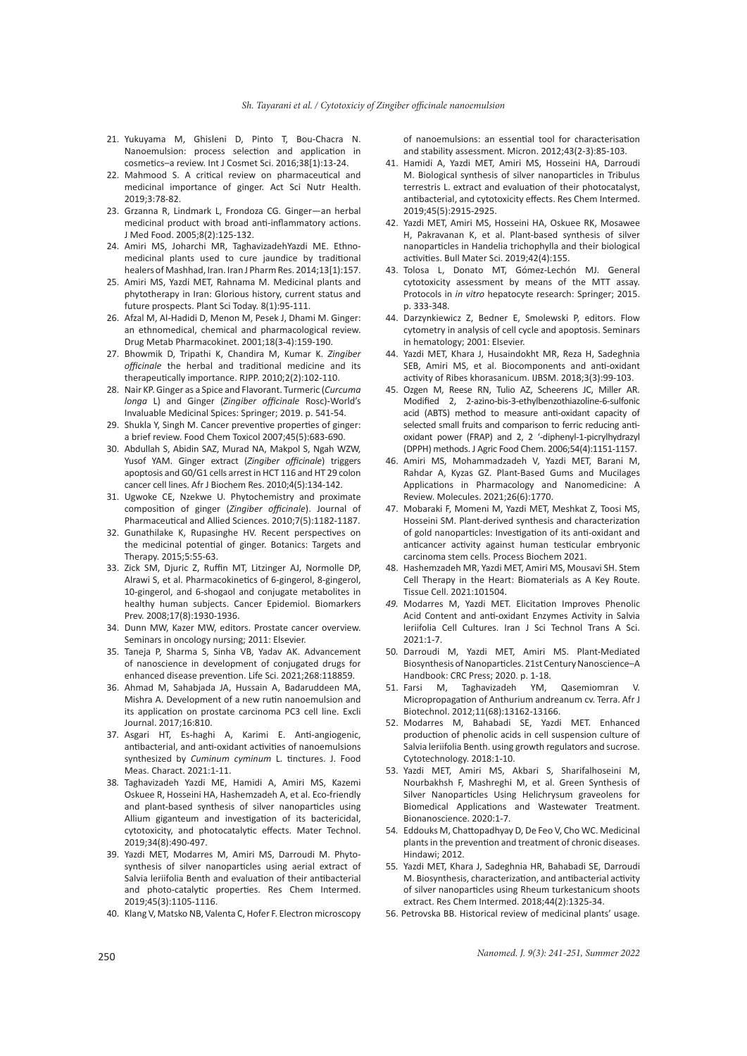21. Yukuyama M, Ghisleni D, Pinto T, Bou-Chacra N. Nanoemulsion: process selection and application in cosmetics–a review. Int J Cosmet Sci. 2016;38(1):13-24.
22. Mahmood S. A critical review on pharmaceutical and medicinal importance of ginger. Act Sci Nutr Health. 2019;3:78-82.
23. Grzanna R, Lindmark L, Frondoza CG. Ginger—an herbal medicinal product with broad anti-inflammatory actions. J Med Food. 2005;8(2):125-132.
24. Amiri MS, Joharchi MR, TaghavizadehYazdi ME. Ethno-medicinal plants used to cure jaundice by traditional healers of Mashhad, Iran. Iran J Pharm Res. 2014;13(1):157.
25. Amiri MS, Yazdi MET, Rahnama M. Medicinal plants and phytotherapy in Iran: Glorious history, current status and future prospects. Plant Sci Today. 8(1):95-111.
26. Afzal M, Al-Hadidi D, Menon M, Pesek J, Dhami M. Ginger: an ethnomedical, chemical and pharmacological review. Drug Metab Pharmacokinet. 2001;18(3-4):159-190.
27. Bhowmik D, Tripathi K, Chandira M, Kumar K. *Zingiber officinale* the herbal and traditional medicine and its therapeutically importance. RJPP. 2010;2(2):102-110.
28. Nair KP. Ginger as a Spice and Flavorant. Turmeric (*Curcuma longa* L) and Ginger (*Zingiber officinale* Rosc)-World's Invaluable Medicinal Spices: Springer; 2019. p. 541-54.
29. Shukla Y, Singh M. Cancer preventive properties of ginger: a brief review. Food Chem Toxicol 2007;45(5):683-690.
30. Abdullah S, Abidin SAZ, Murad NA, Makpol S, Ngah WZW, Yusof YAM. Ginger extract (*Zingiber officinale*) triggers apoptosis and G0/G1 cells arrest in HCT 116 and HT 29 colon cancer cell lines. Afr J Biochem Res. 2010;4(5):134-142.
31. Ugwoke CE, Nzekwe U. Phytochemistry and proximate composition of ginger (*Zingiber officinale*). Journal of Pharmaceutical and Allied Sciences. 2010;7(5):1182-1187.
32. Gunathilake K, Rupasinghe HV. Recent perspectives on the medicinal potential of ginger. Botanics: Targets and Therapy. 2015;5:55-63.
33. Zick SM, Djuric Z, Ruffin MT, Litzinger AJ, Normolle DP, Alrawi S, et al. Pharmacokinetics of 6-gingerol, 8-gingerol, 10-gingerol, and 6-shogaol and conjugate metabolites in healthy human subjects. Cancer Epidemiol. Biomarkers Prev. 2008;17(8):1930-1936.
34. Dunn MW, Kazer MW, editors. Prostate cancer overview. Seminars in oncology nursing; 2011: Elsevier.
35. Taneja P, Sharma S, Sinha VB, Yadav AK. Advancement of nanoscience in development of conjugated drugs for enhanced disease prevention. Life Sci. 2021;268:118859.
36. Ahmad M, Sahabjada JA, Hussain A, Badaruddeen MA, Mishra A. Development of a new rutin nanoemulsion and its application on prostate carcinoma PC3 cell line. Excli Journal. 2017;16:810.
37. Asgari HT, Es-haghi A, Karimi E. Anti-angiogenic, antibacterial, and anti-oxidant activities of nanoemulsions synthesized by *Cuminum cyminum* L. tinctures. J. Food Meas. Charact. 2021:1-11.
38. Taghavizadeh Yazdi ME, Hamidi A, Amiri MS, Kazemi Oskuee R, Hosseini HA, Hashemzadeh A, et al. Eco-friendly and plant-based synthesis of silver nanoparticles using Allium giganteum and investigation of its bactericidal, cytotoxicity, and photocatalytic effects. Mater Technol. 2019;34(8):490-497.
39. Yazdi MET, Modarres M, Amiri MS, Darroudi M. Phyto-synthesis of silver nanoparticles using aerial extract of Salvia leriifolia Benth and evaluation of their antibacterial and photo-catalytic properties. Res Chem Intermed. 2019;45(3):1105-1116.
40. Klang V, Matsko NB, Valenta C, Hofer F. Electron microscopy of nanoemulsions: an essential tool for characterisation and stability assessment. Micron. 2012;43(2-3):85-103.
41. Hamidi A, Yazdi MET, Amiri MS, Hosseini HA, Darroudi M. Biological synthesis of silver nanoparticles in Tribulus terrestris L. extract and evaluation of their photocatalyst, antibacterial, and cytotoxicity effects. Res Chem Intermed. 2019;45(5):2915-2925.
42. Yazdi MET, Amiri MS, Hosseini HA, Oskuee RK, Mosawee H, Pakravanan K, et al. Plant-based synthesis of silver nanoparticles in Handelia trichophylla and their biological activities. Bull Mater Sci. 2019;42(4):155.
43. Tolosa L, Donato MT, Gómez-Lechón MJ. General cytotoxicity assessment by means of the MTT assay. Protocols in *in vitro* hepatocyte research: Springer; 2015. p. 333-348.
44. Darzynkiewicz Z, Bedner E, Smolewski P, editors. Flow cytometry in analysis of cell cycle and apoptosis. Seminars in hematology; 2001: Elsevier.
44. Yazdi MET, Khara J, Husaindokht MR, Reza H, Sadeghnia SEB, Amiri MS, et al. Biocomponents and anti-oxidant activity of Ribes khorasanicum. IJBSM. 2018;3(3):99-103.
45. Ozgen M, Reese RN, Tulio AZ, Scheerens JC, Miller AR. Modified 2, 2-azino-bis-3-ethylbenzothiazoline-6-sulfonic acid (ABTS) method to measure anti-oxidant capacity of selected small fruits and comparison to ferric reducing anti-oxidant power (FRAP) and 2, 2 '-diphenyl-1-picrylhydrazyl (DPPH) methods. J Agric Food Chem. 2006;54(4):1151-1157.
46. Amiri MS, Mohammadzadeh V, Yazdi MET, Barani M, Rahdar A, Kyzas GZ. Plant-Based Gums and Mucilages Applications in Pharmacology and Nanomedicine: A Review. Molecules. 2021;26(6):1770.
47. Mobaraki F, Momeni M, Yazdi MET, Meshkat Z, Toosi MS, Hosseini SM. Plant-derived synthesis and characterization of gold nanoparticles: Investigation of its anti-oxidant and anticancer activity against human testicular embryonic carcinoma stem cells. Process Biochem 2021.
48. Hashemzadeh MR, Yazdi MET, Amiri MS, Mousavi SH. Stem Cell Therapy in the Heart: Biomaterials as A Key Route. Tissue Cell. 2021:101504.
*49.* Modarres M, Yazdi MET. Elicitation Improves Phenolic Acid Content and anti-oxidant Enzymes Activity in Salvia leriifolia Cell Cultures. Iran J Sci Technol Trans A Sci. 2021:1-7.
50. Darroudi M, Yazdi MET, Amiri MS. Plant-Mediated Biosynthesis of Nanoparticles. 21st Century Nanoscience–A Handbook: CRC Press; 2020. p. 1-18.
51. Farsi M, Taghavizadeh YM, Qasemiomran V. Micropropagation of Anthurium andreanum cv. Terra. Afr J Biotechnol. 2012;11(68):13162-13166.
52. Modarres M, Bahabadi SE, Yazdi MET. Enhanced production of phenolic acids in cell suspension culture of Salvia leriifolia Benth. using growth regulators and sucrose. Cytotechnology. 2018:1-10.
53. Yazdi MET, Amiri MS, Akbari S, Sharifalhoseini M, Nourbakhsh F, Mashreghi M, et al. Green Synthesis of Silver Nanoparticles Using Helichrysum graveolens for Biomedical Applications and Wastewater Treatment. Bionanoscience. 2020:1-7.
54. Eddouks M, Chattopadhyay D, De Feo V, Cho WC. Medicinal plants in the prevention and treatment of chronic diseases. Hindawi; 2012.
55. Yazdi MET, Khara J, Sadeghnia HR, Bahabadi SE, Darroudi M. Biosynthesis, characterization, and antibacterial activity of silver nanoparticles using Rheum turkestanicum shoots extract. Res Chem Intermed. 2018;44(2):1325-34.
56. Petrovska BB. Historical review of medicinal plants' usage.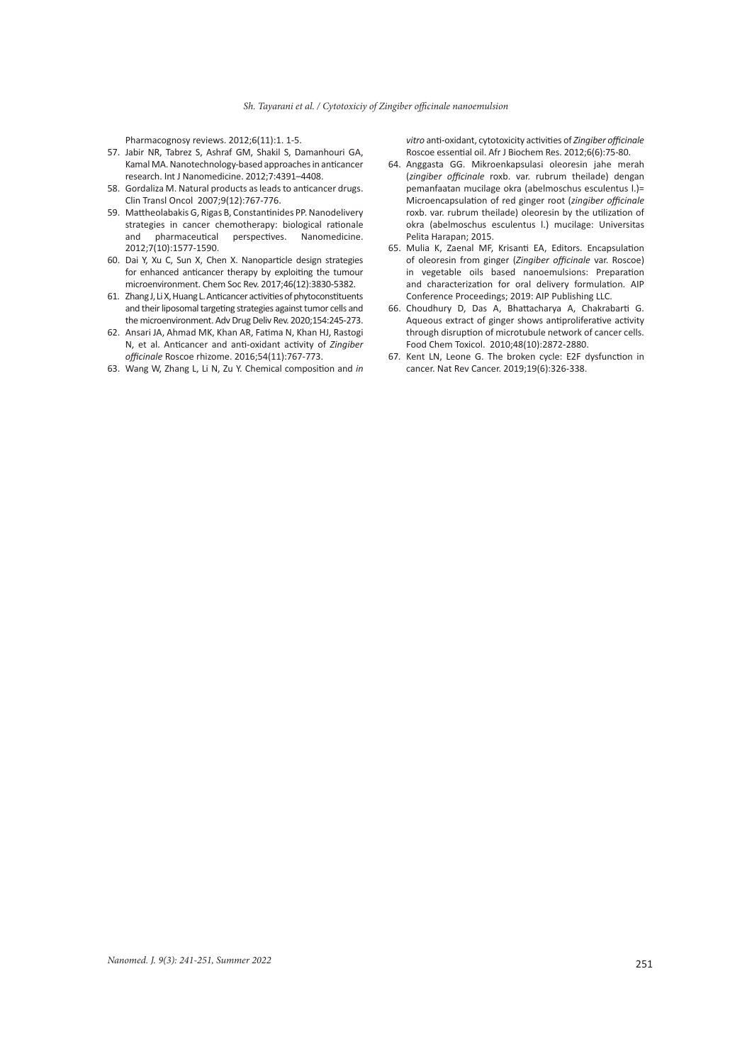Pharmacognosy reviews. 2012;6(11):1. 1-5.

57. Jabir NR, Tabrez S, Ashraf GM, Shakil S, Damanhouri GA, Kamal MA. Nanotechnology-based approaches in anticancer research. Int J Nanomedicine. 2012;7:4391–4408.
58. Gordaliza M. Natural products as leads to anticancer drugs. Clin Transl Oncol 2007;9(12):767-776.
59. Mattheolabakis G, Rigas B, Constantinides PP. Nanodelivery strategies in cancer chemotherapy: biological rationale and pharmaceutical perspectives. Nanomedicine. 2012;7(10):1577-1590.
60. Dai Y, Xu C, Sun X, Chen X. Nanoparticle design strategies for enhanced anticancer therapy by exploiting the tumour microenvironment. Chem Soc Rev. 2017;46(12):3830-5382.
61. Zhang J, Li X, Huang L. Anticancer activities of phytoconstituents and their liposomal targeting strategies against tumor cells and the microenvironment. Adv Drug Deliv Rev. 2020;154:245-273.
62. Ansari JA, Ahmad MK, Khan AR, Fatima N, Khan HJ, Rastogi N, et al. Anticancer and anti-oxidant activity of *Zingiber officinale* Roscoe rhizome. 2016;54(11):767-773.
63. Wang W, Zhang L, Li N, Zu Y. Chemical composition and *in vitro* anti-oxidant, cytotoxicity activities of *Zingiber officinale* Roscoe essential oil. Afr J Biochem Res. 2012;6(6):75-80.
64. Anggasta GG. Mikroenkapsulasi oleoresin jahe merah (*zingiber officinale* roxb. var. rubrum theilade) dengan pemanfaatan mucilage okra (abelmoschus esculentus l.)= Microencapsulation of red ginger root (*zingiber officinale* roxb. var. rubrum theilade) oleoresin by the utilization of okra (abelmoschus esculentus l.) mucilage: Universitas Pelita Harapan; 2015.
65. Mulia K, Zaenal MF, Krisanti EA, Editors. Encapsulation of oleoresin from ginger (*Zingiber officinale* var. Roscoe) in vegetable oils based nanoemulsions: Preparation and characterization for oral delivery formulation. AIP Conference Proceedings; 2019: AIP Publishing LLC.
66. Choudhury D, Das A, Bhattacharya A, Chakrabarti G. Aqueous extract of ginger shows antiproliferative activity through disruption of microtubule network of cancer cells. Food Chem Toxicol. 2010;48(10):2872-2880.
67. Kent LN, Leone G. The broken cycle: E2F dysfunction in cancer. Nat Rev Cancer. 2019;19(6):326-338.